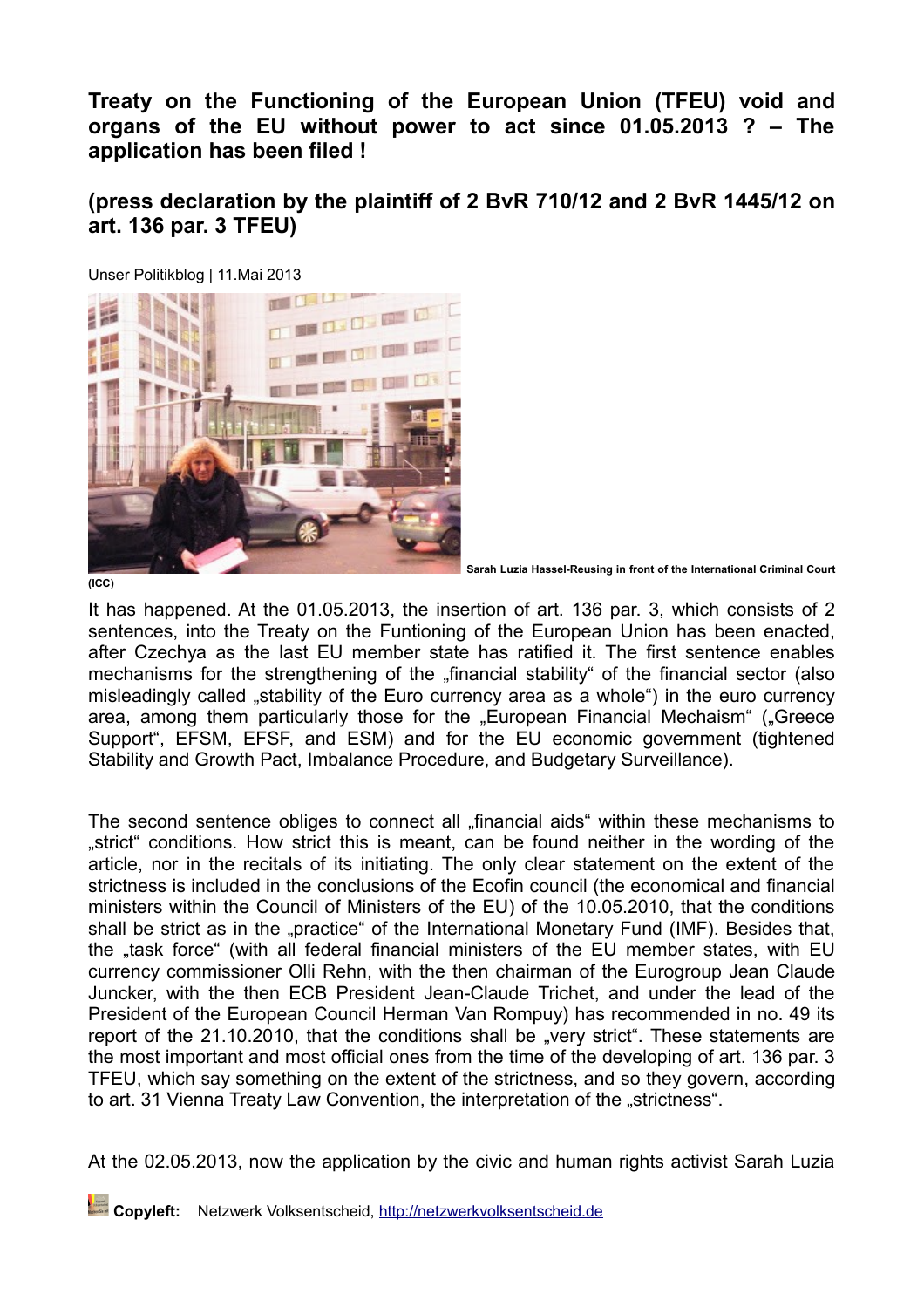# Treaty on the Functioning of the European Union (TFEU) void and organs of the EU without power to act since 01.05.2013 ? – The application has been filed !

## (press declaration by the plaintiff of 2 BvR 710/12 and 2 BvR 1445/12 on art. 136 par. 3 TFEU)

Unser Politikblog | 11.Mai 2013

**Sarah Luzia Hassel-Reusing in front of the International Criminal Court (ICC)**

It has happened. At the 01.05.2013, the insertion of art. 136 par. 3, which consists of 2 sentences, into the Treaty on the Funtioning of the European Union has been enacted, after Czechya as the last EU member state has ratified it. The first sentence enables mechanisms for the strengthening of the „financial stability" of the financial sector (also misleadingly called „stability of the Euro currency area as a whole") in the euro currency area, among them particularly those for the „European Financial Mechaism" („Greece Support", EFSM, EFSF, and ESM) and for the EU economic government (tightened Stability and Growth Pact, Imbalance Procedure, and Budgetary Surveillance).

The second sentence obliges to connect all „financial aids" within these mechanisms to „strict" conditions. How strict this is meant, can be found neither in the wording of the article, nor in the recitals of its initiating. The only clear statement on the extent of the strictness is included in the conclusions of the Ecofin council (the economical and financial ministers within the Council of Ministers of the EU) of the 10.05.2010, that the conditions shall be strict as in the „practice" of the International Monetary Fund (IMF). Besides that, the „task force" (with all federal financial ministers of the EU member states, with EU currency commissioner Olli Rehn, with the then chairman of the Eurogroup Jean Claude Juncker, with the then ECB President Jean-Claude Trichet, and under the lead of the President of the European Council Herman Van Rompuy) has recommended in no. 49 its report of the 21.10.2010, that the conditions shall be „very strict". These statements are the most important and most official ones from the time of the developing of art. 136 par. 3 TFEU, which say something on the extent of the strictness, and so they govern, according to art. 31 Vienna Treaty Law Convention, the interpretation of the „strictness".

At the 02.05.2013, now the application by the civic and human rights activist Sarah Luzia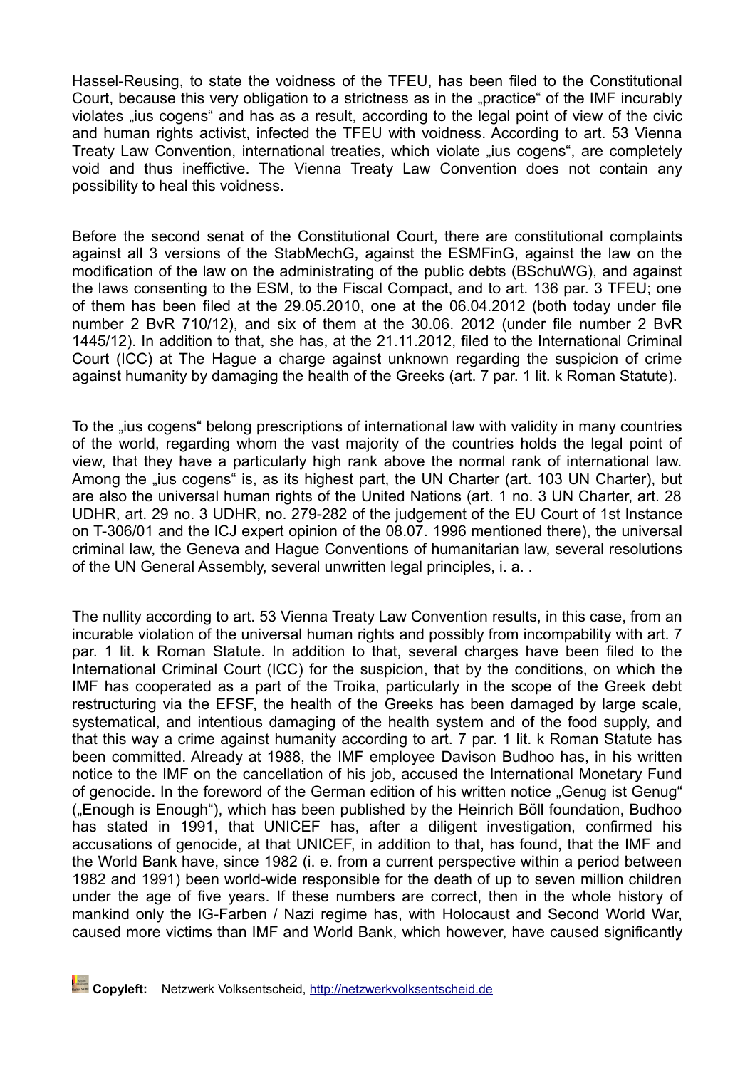Hassel-Reusing, to state the voidness of the TFEU, has been filed to the Constitutional Court, because this very obligation to a strictness as in the „practice“ of the IMF incurably violates „ius cogens“ and has as a result, according to the legal point of view of the civic and human rights activist, infected the TFEU with voidness. According to art. 53 Vienna Treaty Law Convention, international treaties, which violate „ius cogens“, are completely void and thus ineffictive. The Vienna Treaty Law Convention does not contain any possibility to heal this voidness.

Before the second senat of the Constitutional Court, there are constitutional complaints against all 3 versions of the StabMechG, against the ESMFinG, against the law on the modification of the law on the administrating of the public debts (BSchuWG), and against the laws consenting to the ESM, to the Fiscal Compact, and to art. 136 par. 3 TFEU; one of them has been filed at the 29.05.2010, one at the 06.04.2012 (both today under file number 2 BvR 710/12), and six of them at the 30.06. 2012 (under file number 2 BvR 1445/12). In addition to that, she has, at the 21.11.2012, filed to the International Criminal Court (ICC) at The Hague a charge against unknown regarding the suspicion of crime against humanity by damaging the health of the Greeks (art. 7 par. 1 lit. k Roman Statute).

To the „ius cogens“ belong prescriptions of international law with validity in many countries of the world, regarding whom the vast majority of the countries holds the legal point of view, that they have a particularly high rank above the normal rank of international law. Among the „ius cogens“ is, as its highest part, the UN Charter (art. 103 UN Charter), but are also the universal human rights of the United Nations (art. 1 no. 3 UN Charter, art. 28 UDHR, art. 29 no. 3 UDHR, no. 279-282 of the judgement of the EU Court of 1st Instance on T-306/01 and the ICJ expert opinion of the 08.07. 1996 mentioned there), the universal criminal law, the Geneva and Hague Conventions of humanitarian law, several resolutions of the UN General Assembly, several unwritten legal principles, i. a. .

The nullity according to art. 53 Vienna Treaty Law Convention results, in this case, from an incurable violation of the universal human rights and possibly from incompability with art. 7 par. 1 lit. k Roman Statute. In addition to that, several charges have been filed to the International Criminal Court (ICC) for the suspicion, that by the conditions, on which the IMF has cooperated as a part of the Troika, particularly in the scope of the Greek debt restructuring via the EFSF, the health of the Greeks has been damaged by large scale, systematical, and intentious damaging of the health system and of the food supply, and that this way a crime against humanity according to art. 7 par. 1 lit. k Roman Statute has been committed. Already at 1988, the IMF employee Davison Budhoo has, in his written notice to the IMF on the cancellation of his job, accused the International Monetary Fund of genocide. In the foreword of the German edition of his written notice „Genug ist Genug“ („Enough is Enough“), which has been published by the Heinrich Böll foundation, Budhoo has stated in 1991, that UNICEF has, after a diligent investigation, confirmed his accusations of genocide, at that UNICEF, in addition to that, has found, that the IMF and the World Bank have, since 1982 (i. e. from a current perspective within a period between 1982 and 1991) been world-wide responsible for the death of up to seven million children under the age of five years. If these numbers are correct, then in the whole history of mankind only the IG-Farben / Nazi regime has, with Holocaust and Second World War, caused more victims than IMF and World Bank, which however, have caused significantly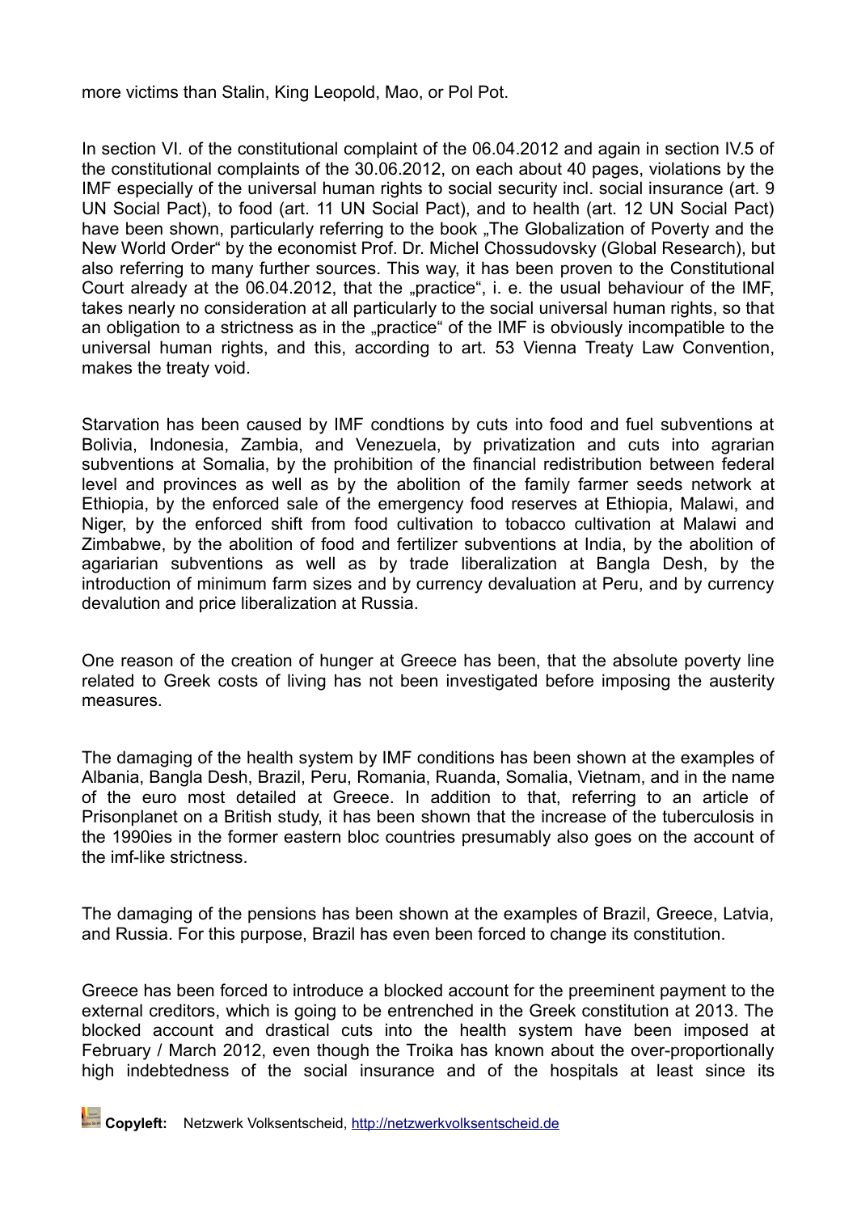more victims than Stalin, King Leopold, Mao, or Pol Pot.

In section VI. of the constitutional complaint of the 06.04.2012 and again in section IV.5 of the constitutional complaints of the 30.06.2012, on each about 40 pages, violations by the IMF especially of the universal human rights to social security incl. social insurance (art. 9 UN Social Pact), to food (art. 11 UN Social Pact), and to health (art. 12 UN Social Pact) have been shown, particularly referring to the book „The Globalization of Poverty and the New World Order" by the economist Prof. Dr. Michel Chossudovsky (Global Research), but also referring to many further sources. This way, it has been proven to the Constitutional Court already at the 06.04.2012, that the „practice", i. e. the usual behaviour of the IMF, takes nearly no consideration at all particularly to the social universal human rights, so that an obligation to a strictness as in the „practice" of the IMF is obviously incompatible to the universal human rights, and this, according to art. 53 Vienna Treaty Law Convention, makes the treaty void.

Starvation has been caused by IMF condtions by cuts into food and fuel subventions at Bolivia, Indonesia, Zambia, and Venezuela, by privatization and cuts into agrarian subventions at Somalia, by the prohibition of the financial redistribution between federal level and provinces as well as by the abolition of the family farmer seeds network at Ethiopia, by the enforced sale of the emergency food reserves at Ethiopia, Malawi, and Niger, by the enforced shift from food cultivation to tobacco cultivation at Malawi and Zimbabwe, by the abolition of food and fertilizer subventions at India, by the abolition of agariarian subventions as well as by trade liberalization at Bangla Desh, by the introduction of minimum farm sizes and by currency devaluation at Peru, and by currency devalution and price liberalization at Russia.

One reason of the creation of hunger at Greece has been, that the absolute poverty line related to Greek costs of living has not been investigated before imposing the austerity measures.

The damaging of the health system by IMF conditions has been shown at the examples of Albania, Bangla Desh, Brazil, Peru, Romania, Ruanda, Somalia, Vietnam, and in the name of the euro most detailed at Greece. In addition to that, referring to an article of Prisonplanet on a British study, it has been shown that the increase of the tuberculosis in the 1990ies in the former eastern bloc countries presumably also goes on the account of the imf-like strictness.

The damaging of the pensions has been shown at the examples of Brazil, Greece, Latvia, and Russia. For this purpose, Brazil has even been forced to change its constitution.

Greece has been forced to introduce a blocked account for the preeminent payment to the external creditors, which is going to be entrenched in the Greek constitution at 2013. The blocked account and drastical cuts into the health system have been imposed at February / March 2012, even though the Troika has known about the over-proportionally high indebtedness of the social insurance and of the hospitals at least since its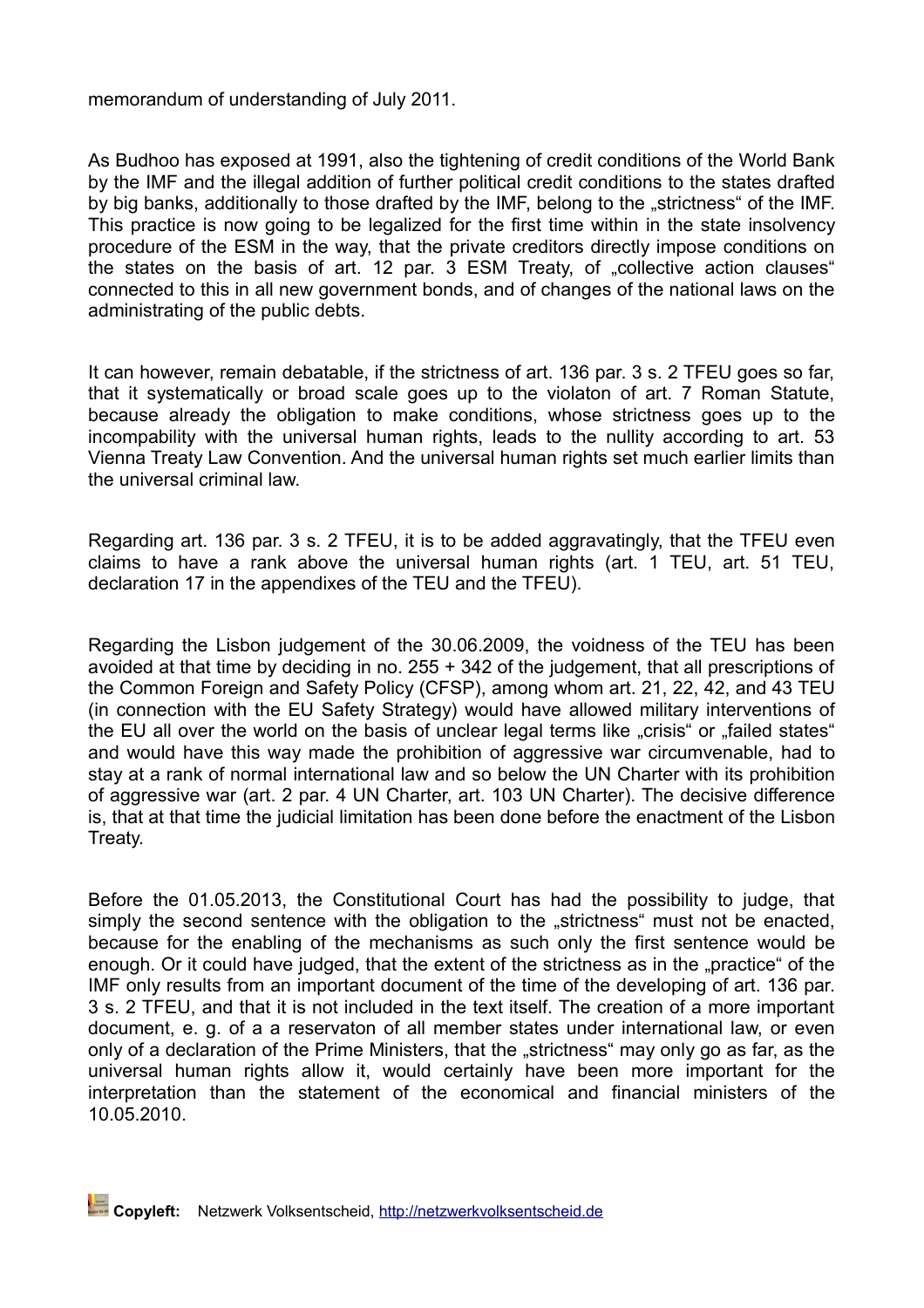memorandum of understanding of July 2011.

As Budhoo has exposed at 1991, also the tightening of credit conditions of the World Bank by the IMF and the illegal addition of further political credit conditions to the states drafted by big banks, additionally to those drafted by the IMF, belong to the „strictness" of the IMF. This practice is now going to be legalized for the first time within in the state insolvency procedure of the ESM in the way, that the private creditors directly impose conditions on the states on the basis of art. 12 par. 3 ESM Treaty, of „collective action clauses" connected to this in all new government bonds, and of changes of the national laws on the administrating of the public debts.

It can however, remain debatable, if the strictness of art. 136 par. 3 s. 2 TFEU goes so far, that it systematically or broad scale goes up to the violaton of art. 7 Roman Statute, because already the obligation to make conditions, whose strictness goes up to the incompability with the universal human rights, leads to the nullity according to art. 53 Vienna Treaty Law Convention. And the universal human rights set much earlier limits than the universal criminal law.

Regarding art. 136 par. 3 s. 2 TFEU, it is to be added aggravatingly, that the TFEU even claims to have a rank above the universal human rights (art. 1 TEU, art. 51 TEU, declaration 17 in the appendixes of the TEU and the TFEU).

Regarding the Lisbon judgement of the 30.06.2009, the voidness of the TEU has been avoided at that time by deciding in no. 255 + 342 of the judgement, that all prescriptions of the Common Foreign and Safety Policy (CFSP), among whom art. 21, 22, 42, and 43 TEU (in connection with the EU Safety Strategy) would have allowed military interventions of the EU all over the world on the basis of unclear legal terms like „crisis" or „failed states" and would have this way made the prohibition of aggressive war circumvenable, had to stay at a rank of normal international law and so below the UN Charter with its prohibition of aggressive war (art. 2 par. 4 UN Charter, art. 103 UN Charter). The decisive difference is, that at that time the judicial limitation has been done before the enactment of the Lisbon Treaty.

Before the 01.05.2013, the Constitutional Court has had the possibility to judge, that simply the second sentence with the obligation to the „strictness" must not be enacted, because for the enabling of the mechanisms as such only the first sentence would be enough. Or it could have judged, that the extent of the strictness as in the „practice" of the IMF only results from an important document of the time of the developing of art. 136 par. 3 s. 2 TFEU, and that it is not included in the text itself. The creation of a more important document, e. g. of a a reservaton of all member states under international law, or even only of a declaration of the Prime Ministers, that the „strictness" may only go as far, as the universal human rights allow it, would certainly have been more important for the interpretation than the statement of the economical and financial ministers of the 10.05.2010.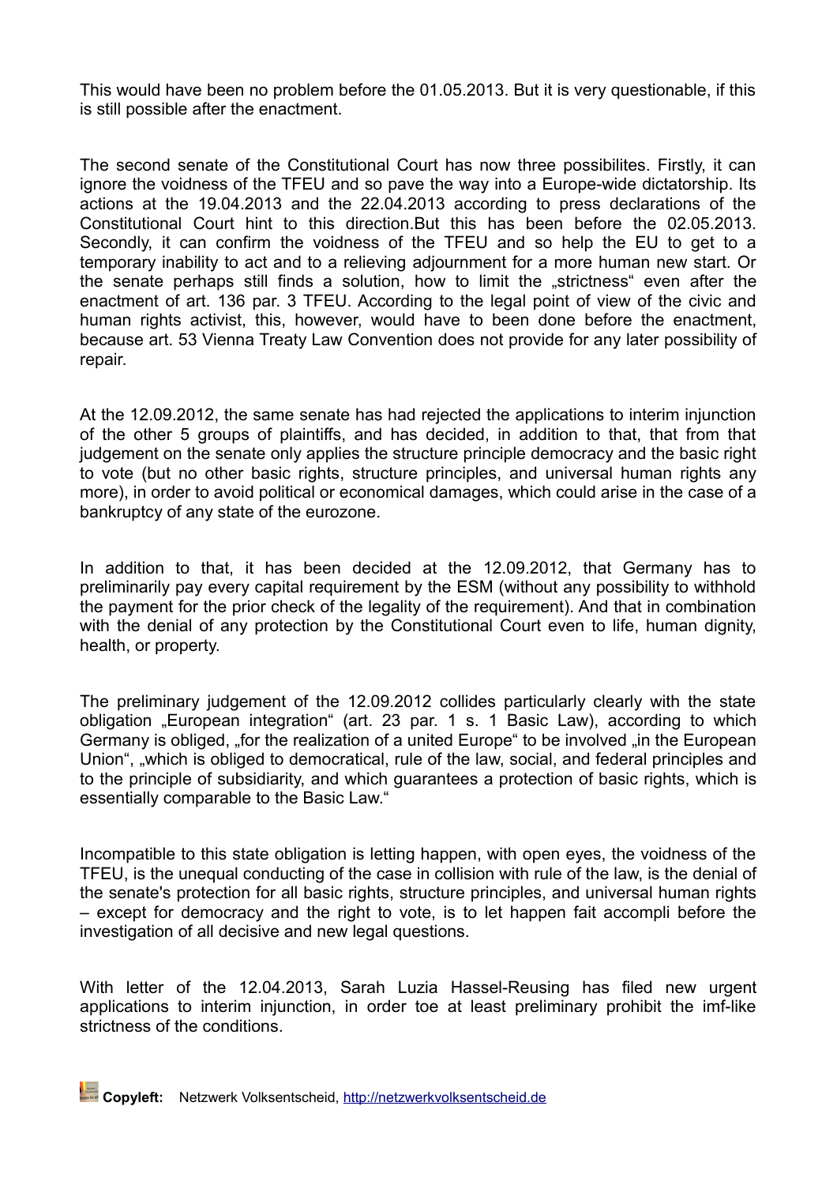This would have been no problem before the 01.05.2013. But it is very questionable, if this is still possible after the enactment.

The second senate of the Constitutional Court has now three possibilites. Firstly, it can ignore the voidness of the TFEU and so pave the way into a Europe-wide dictatorship. Its actions at the 19.04.2013 and the 22.04.2013 according to press declarations of the Constitutional Court hint to this direction.But this has been before the 02.05.2013. Secondly, it can confirm the voidness of the TFEU and so help the EU to get to a temporary inability to act and to a relieving adjournment for a more human new start. Or the senate perhaps still finds a solution, how to limit the „strictness" even after the enactment of art. 136 par. 3 TFEU. According to the legal point of view of the civic and human rights activist, this, however, would have to been done before the enactment, because art. 53 Vienna Treaty Law Convention does not provide for any later possibility of repair.

At the 12.09.2012, the same senate has had rejected the applications to interim injunction of the other 5 groups of plaintiffs, and has decided, in addition to that, that from that judgement on the senate only applies the structure principle democracy and the basic right to vote (but no other basic rights, structure principles, and universal human rights any more), in order to avoid political or economical damages, which could arise in the case of a bankruptcy of any state of the eurozone.

In addition to that, it has been decided at the 12.09.2012, that Germany has to preliminarily pay every capital requirement by the ESM (without any possibility to withhold the payment for the prior check of the legality of the requirement). And that in combination with the denial of any protection by the Constitutional Court even to life, human dignity, health, or property.

The preliminary judgement of the 12.09.2012 collides particularly clearly with the state obligation „European integration" (art. 23 par. 1 s. 1 Basic Law), according to which Germany is obliged, „for the realization of a united Europe" to be involved „in the European Union", „which is obliged to democratical, rule of the law, social, and federal principles and to the principle of subsidiarity, and which guarantees a protection of basic rights, which is essentially comparable to the Basic Law."

Incompatible to this state obligation is letting happen, with open eyes, the voidness of the TFEU, is the unequal conducting of the case in collision with rule of the law, is the denial of the senate's protection for all basic rights, structure principles, and universal human rights – except for democracy and the right to vote, is to let happen fait accompli before the investigation of all decisive and new legal questions.

With letter of the 12.04.2013, Sarah Luzia Hassel-Reusing has filed new urgent applications to interim injunction, in order toe at least preliminary prohibit the imf-like strictness of the conditions.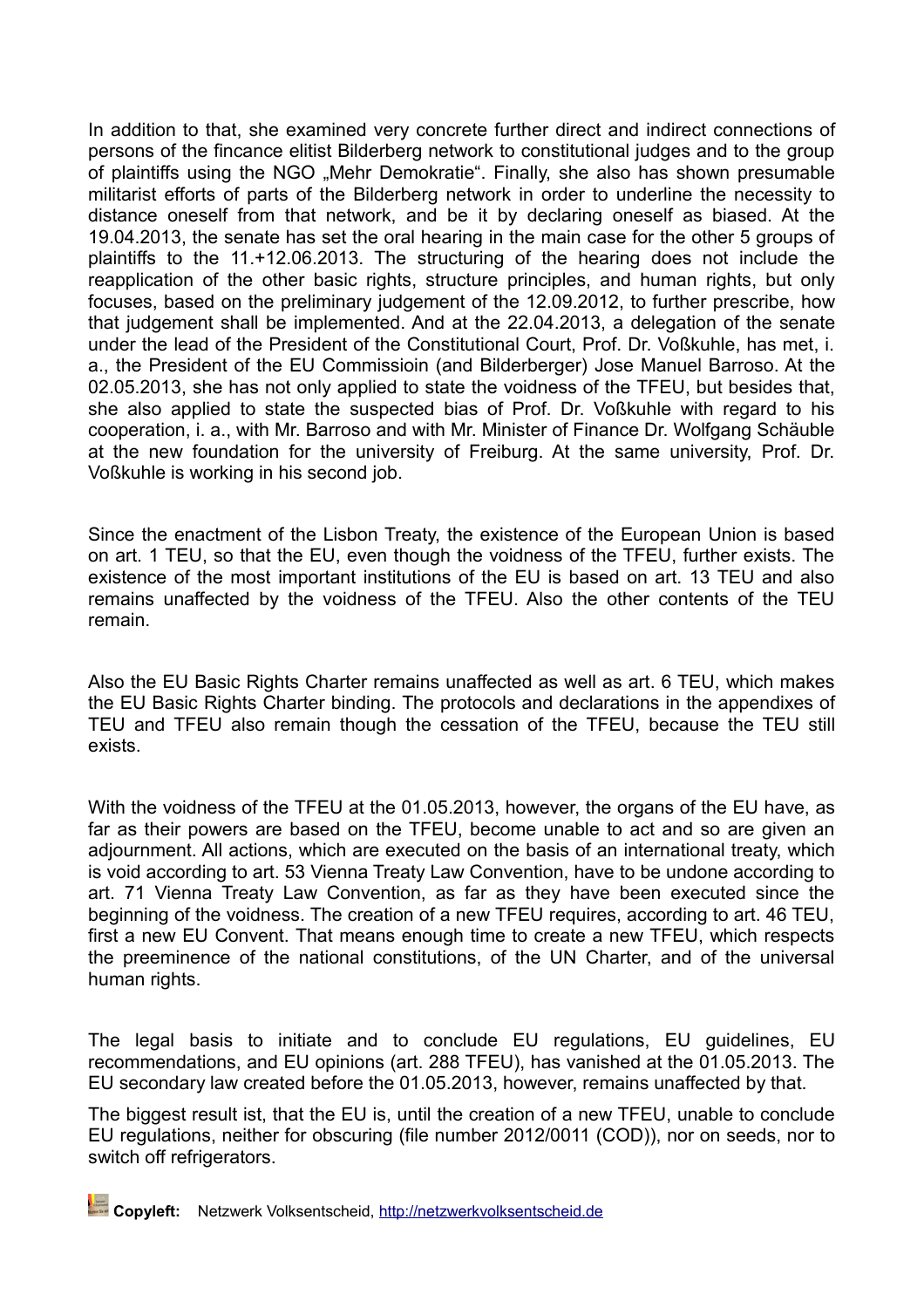In addition to that, she examined very concrete further direct and indirect connections of persons of the fincance elitist Bilderberg network to constitutional judges and to the group of plaintiffs using the NGO „Mehr Demokratie“. Finally, she also has shown presumable militarist efforts of parts of the Bilderberg network in order to underline the necessity to distance oneself from that network, and be it by declaring oneself as biased. At the 19.04.2013, the senate has set the oral hearing in the main case for the other 5 groups of plaintiffs to the 11.+12.06.2013. The structuring of the hearing does not include the reapplication of the other basic rights, structure principles, and human rights, but only focuses, based on the preliminary judgement of the 12.09.2012, to further prescribe, how that judgement shall be implemented. And at the 22.04.2013, a delegation of the senate under the lead of the President of the Constitutional Court, Prof. Dr. Voßkuhle, has met, i. a., the President of the EU Commissioin (and Bilderberger) Jose Manuel Barroso. At the 02.05.2013, she has not only applied to state the voidness of the TFEU, but besides that, she also applied to state the suspected bias of Prof. Dr. Voßkuhle with regard to his cooperation, i. a., with Mr. Barroso and with Mr. Minister of Finance Dr. Wolfgang Schäuble at the new foundation for the university of Freiburg. At the same university, Prof. Dr. Voßkuhle is working in his second job.

Since the enactment of the Lisbon Treaty, the existence of the European Union is based on art. 1 TEU, so that the EU, even though the voidness of the TFEU, further exists. The existence of the most important institutions of the EU is based on art. 13 TEU and also remains unaffected by the voidness of the TFEU. Also the other contents of the TEU remain.

Also the EU Basic Rights Charter remains unaffected as well as art. 6 TEU, which makes the EU Basic Rights Charter binding. The protocols and declarations in the appendixes of TEU and TFEU also remain though the cessation of the TFEU, because the TEU still exists.

With the voidness of the TFEU at the 01.05.2013, however, the organs of the EU have, as far as their powers are based on the TFEU, become unable to act and so are given an adjournment. All actions, which are executed on the basis of an international treaty, which is void according to art. 53 Vienna Treaty Law Convention, have to be undone according to art. 71 Vienna Treaty Law Convention, as far as they have been executed since the beginning of the voidness. The creation of a new TFEU requires, according to art. 46 TEU, first a new EU Convent. That means enough time to create a new TFEU, which respects the preeminence of the national constitutions, of the UN Charter, and of the universal human rights.

The legal basis to initiate and to conclude EU regulations, EU guidelines, EU recommendations, and EU opinions (art. 288 TFEU), has vanished at the 01.05.2013. The EU secondary law created before the 01.05.2013, however, remains unaffected by that.

The biggest result ist, that the EU is, until the creation of a new TFEU, unable to conclude EU regulations, neither for obscuring (file number 2012/0011 (COD)), nor on seeds, nor to switch off refrigerators.

**Copyleft:** Netzwerk Volksentscheid, http://netzwerkvolksentscheid.de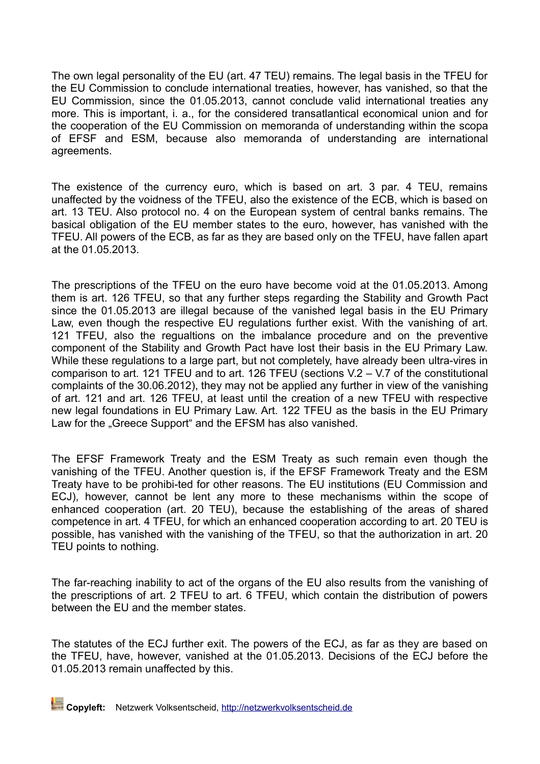The own legal personality of the EU (art. 47 TEU) remains. The legal basis in the TFEU for the EU Commission to conclude international treaties, however, has vanished, so that the EU Commission, since the 01.05.2013, cannot conclude valid international treaties any more. This is important, i. a., for the considered transatlantical economical union and for the cooperation of the EU Commission on memoranda of understanding within the scopa of EFSF and ESM, because also memoranda of understanding are international agreements.

The existence of the currency euro, which is based on art. 3 par. 4 TEU, remains unaffected by the voidness of the TFEU, also the existence of the ECB, which is based on art. 13 TEU. Also protocol no. 4 on the European system of central banks remains. The basical obligation of the EU member states to the euro, however, has vanished with the TFEU. All powers of the ECB, as far as they are based only on the TFEU, have fallen apart at the 01.05.2013.

The prescriptions of the TFEU on the euro have become void at the 01.05.2013. Among them is art. 126 TFEU, so that any further steps regarding the Stability and Growth Pact since the 01.05.2013 are illegal because of the vanished legal basis in the EU Primary Law, even though the respective EU regulations further exist. With the vanishing of art. 121 TFEU, also the regualtions on the imbalance procedure and on the preventive component of the Stability and Growth Pact have lost their basis in the EU Primary Law. While these regulations to a large part, but not completely, have already been ultra-vires in comparison to art. 121 TFEU and to art. 126 TFEU (sections V.2 – V.7 of the constitutional complaints of the 30.06.2012), they may not be applied any further in view of the vanishing of art. 121 and art. 126 TFEU, at least until the creation of a new TFEU with respective new legal foundations in EU Primary Law. Art. 122 TFEU as the basis in the EU Primary Law for the „Greece Support“ and the EFSM has also vanished.

The EFSF Framework Treaty and the ESM Treaty as such remain even though the vanishing of the TFEU. Another question is, if the EFSF Framework Treaty and the ESM Treaty have to be prohibi-ted for other reasons. The EU institutions (EU Commission and ECJ), however, cannot be lent any more to these mechanisms within the scope of enhanced cooperation (art. 20 TEU), because the establishing of the areas of shared competence in art. 4 TFEU, for which an enhanced cooperation according to art. 20 TEU is possible, has vanished with the vanishing of the TFEU, so that the authorization in art. 20 TEU points to nothing.

The far-reaching inability to act of the organs of the EU also results from the vanishing of the prescriptions of art. 2 TFEU to art. 6 TFEU, which contain the distribution of powers between the EU and the member states.

The statutes of the ECJ further exit. The powers of the ECJ, as far as they are based on the TFEU, have, however, vanished at the 01.05.2013. Decisions of the ECJ before the 01.05.2013 remain unaffected by this.

**Copyleft:** Netzwerk Volksentscheid, http://netzwerkvolksentscheid.de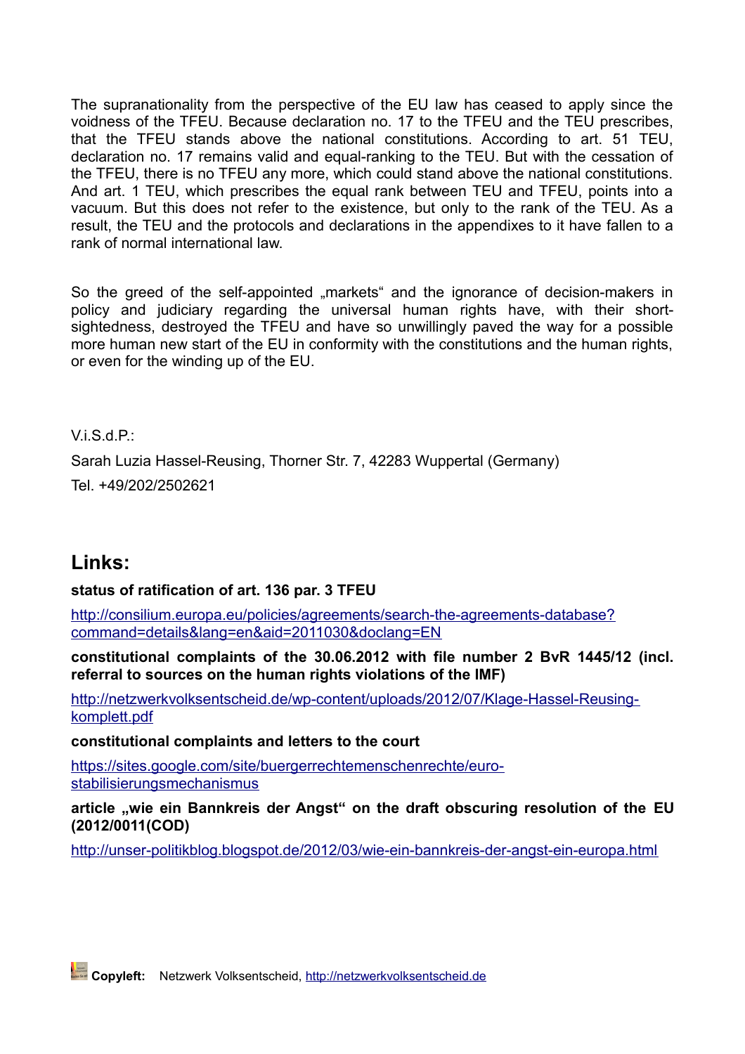The supranationality from the perspective of the EU law has ceased to apply since the voidness of the TFEU. Because declaration no. 17 to the TFEU and the TEU prescribes, that the TFEU stands above the national constitutions. According to art. 51 TEU, declaration no. 17 remains valid and equal-ranking to the TEU. But with the cessation of the TFEU, there is no TFEU any more, which could stand above the national constitutions. And art. 1 TEU, which prescribes the equal rank between TEU and TFEU, points into a vacuum. But this does not refer to the existence, but only to the rank of the TEU. As a result, the TEU and the protocols and declarations in the appendixes to it have fallen to a rank of normal international law.

So the greed of the self-appointed „markets“ and the ignorance of decision-makers in policy and judiciary regarding the universal human rights have, with their short-sightedness, destroyed the TFEU and have so unwillingly paved the way for a possible more human new start of the EU in conformity with the constitutions and the human rights, or even for the winding up of the EU.

V.i.S.d.P.:

Sarah Luzia Hassel-Reusing, Thorner Str. 7, 42283 Wuppertal (Germany)

Tel. +49/202/2502621

## Links:

**status of ratification of art. 136 par. 3 TFEU**

http://consilium.europa.eu/policies/agreements/search-the-agreements-database?command=details&lang=en&aid=2011030&doclang=EN

**constitutional complaints of the 30.06.2012 with file number 2 BvR 1445/12 (incl. referral to sources on the human rights violations of the IMF)**

http://netzwerkvolksentscheid.de/wp-content/uploads/2012/07/Klage-Hassel-Reusing-komplett.pdf

**constitutional complaints and letters to the court**

https://sites.google.com/site/buergerrechtemenschenrechte/euro-stabilisierungsmechanismus

**article „wie ein Bannkreis der Angst“ on the draft obscuring resolution of the EU (2012/0011(COD)**

http://unser-politikblog.blogspot.de/2012/03/wie-ein-bannkreis-der-angst-ein-europa.html

**Copyleft:** Netzwerk Volksentscheid, http://netzwerkvolksentscheid.de